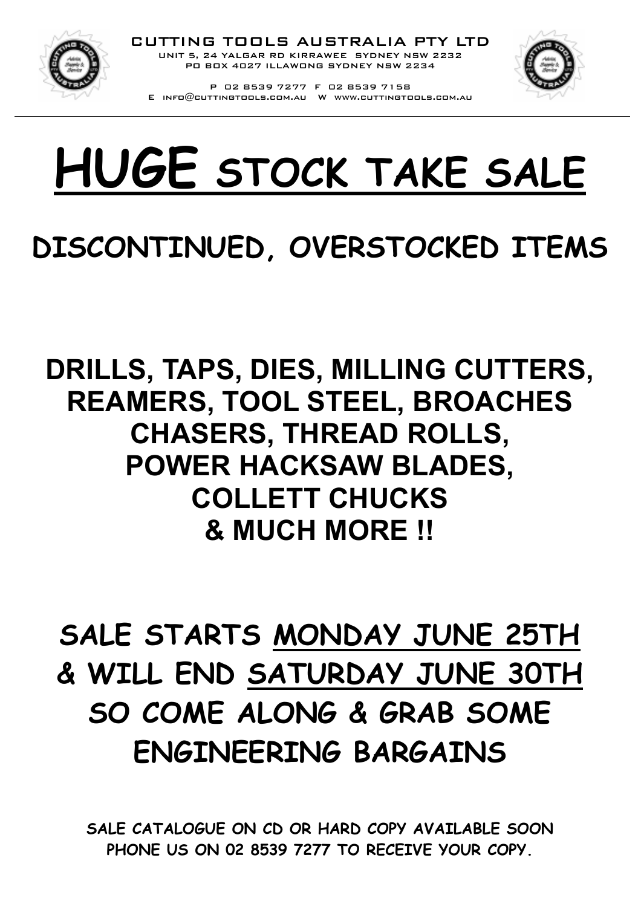CUTTING TOOLS AUSTRALIA PTY LTD
UNIT 5, 24 YALGAR RD KIRRAWEE SYDNEY NSW 2232
PO BOX 4027 ILLAWONG SYDNEY NSW 2234

P 02 8539 7277 F 02 8539 7158
E info@cuttingtools.com.au W www.cuttingtools.com.au

# HUGE STOCK TAKE SALE

## DISCONTINUED, OVERSTOCKED ITEMS

## DRILLS, TAPS, DIES, MILLING CUTTERS, REAMERS, TOOL STEEL, BROACHES CHASERS, THREAD ROLLS, POWER HACKSAW BLADES, COLLETT CHUCKS & MUCH MORE !!

## SALE STARTS MONDAY JUNE 25TH & WILL END SATURDAY JUNE 30TH SO COME ALONG & GRAB SOME ENGINEERING BARGAINS

**SALE CATALOGUE ON CD OR HARD COPY AVAILABLE SOON PHONE US ON 02 8539 7277 TO RECEIVE YOUR COPY.**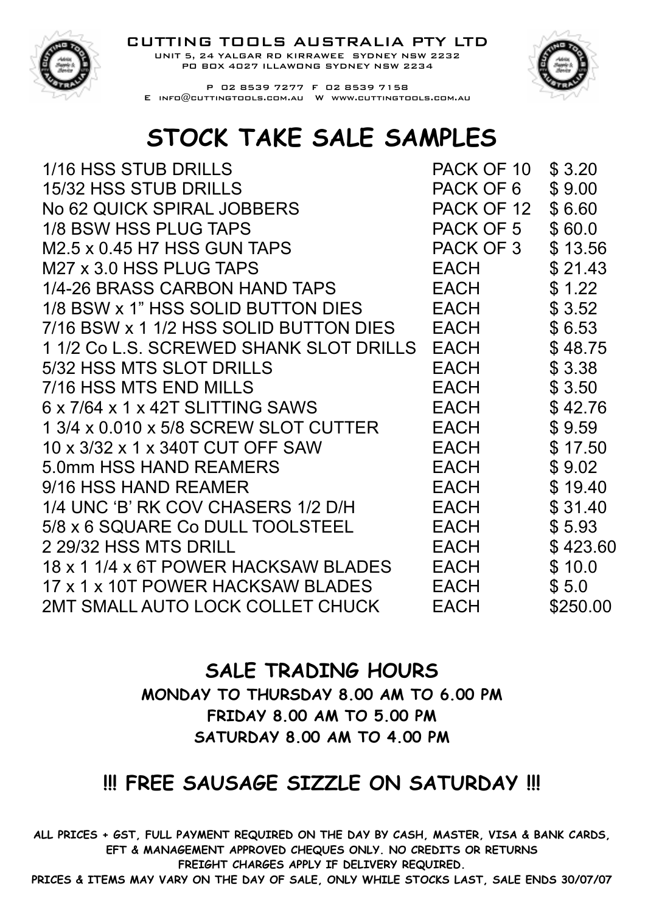CUTTING TOOLS AUSTRALIA PTY LTD
UNIT 5, 24 YALGAR RD KIRRAWEE SYDNEY NSW 2232
PO BOX 4027 ILLAWONG SYDNEY NSW 2234

P 02 8539 7277 F 02 8539 7158
E info@cuttingtools.com.au W www.cuttingtools.com.au

# STOCK TAKE SALE SAMPLES

| | | |
|---|---|---|
| 1/16 HSS STUB DRILLS | PACK OF 10 | $ 3.20 |
| 15/32 HSS STUB DRILLS | PACK OF 6 | $ 9.00 |
| No 62 QUICK SPIRAL JOBBERS | PACK OF 12 | $ 6.60 |
| 1/8 BSW HSS PLUG TAPS | PACK OF 5 | $ 60.0 |
| M2.5 x 0.45 H7 HSS GUN TAPS | PACK OF 3 | $ 13.56 |
| M27 x 3.0 HSS PLUG TAPS | EACH | $ 21.43 |
| 1/4-26 BRASS CARBON HAND TAPS | EACH | $ 1.22 |
| 1/8 BSW x 1" HSS SOLID BUTTON DIES | EACH | $ 3.52 |
| 7/16 BSW x 1 1/2 HSS SOLID BUTTON DIES | EACH | $ 6.53 |
| 1 1/2 Co L.S. SCREWED SHANK SLOT DRILLS | EACH | $ 48.75 |
| 5/32 HSS MTS SLOT DRILLS | EACH | $ 3.38 |
| 7/16 HSS MTS END MILLS | EACH | $ 3.50 |
| 6 x 7/64 x 1 x 42T SLITTING SAWS | EACH | $ 42.76 |
| 1 3/4 x 0.010 x 5/8 SCREW SLOT CUTTER | EACH | $ 9.59 |
| 10 x 3/32 x 1 x 340T CUT OFF SAW | EACH | $ 17.50 |
| 5.0mm HSS HAND REAMERS | EACH | $ 9.02 |
| 9/16 HSS HAND REAMER | EACH | $ 19.40 |
| 1/4 UNC 'B' RK COV CHASERS 1/2 D/H | EACH | $ 31.40 |
| 5/8 x 6 SQUARE Co DULL TOOLSTEEL | EACH | $ 5.93 |
| 2 29/32 HSS MTS DRILL | EACH | $ 423.60 |
| 18 x 1 1/4 x 6T POWER HACKSAW BLADES | EACH | $ 10.0 |
| 17 x 1 x 10T POWER HACKSAW BLADES | EACH | $ 5.0 |
| 2MT SMALL AUTO LOCK COLLET CHUCK | EACH | $250.00 |

## SALE TRADING HOURS

**MONDAY TO THURSDAY 8.00 AM TO 6.00 PM**

**FRIDAY 8.00 AM TO 5.00 PM**

**SATURDAY 8.00 AM TO 4.00 PM**

## !!! FREE SAUSAGE SIZZLE ON SATURDAY !!!

**ALL PRICES + GST, FULL PAYMENT REQUIRED ON THE DAY BY CASH, MASTER, VISA & BANK CARDS, EFT & MANAGEMENT APPROVED CHEQUES ONLY. NO CREDITS OR RETURNS**
**FREIGHT CHARGES APPLY IF DELIVERY REQUIRED.**
**PRICES & ITEMS MAY VARY ON THE DAY OF SALE, ONLY WHILE STOCKS LAST, SALE ENDS 30/07/07**